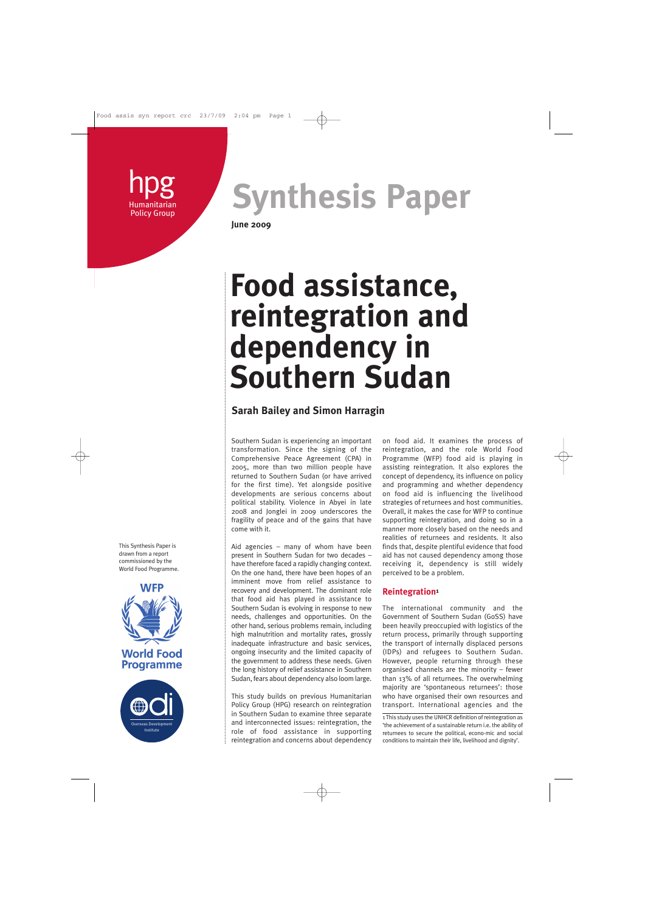hpg
Humanitarian Policy Group

# Synthesis Paper

**June 2009**

# Food assistance, reintegration and dependency in Southern Sudan

## Sarah Bailey and Simon Harragin

This Synthesis Paper is drawn from a report commissioned by the World Food Programme.

Southern Sudan is experiencing an important transformation. Since the signing of the Comprehensive Peace Agreement (CPA) in 2005, more than two million people have returned to Southern Sudan (or have arrived for the first time). Yet alongside positive developments are serious concerns about political stability. Violence in Abyei in late 2008 and Jonglei in 2009 underscores the fragility of peace and of the gains that have come with it.

Aid agencies – many of whom have been present in Southern Sudan for two decades – have therefore faced a rapidly changing context. On the one hand, there have been hopes of an imminent move from relief assistance to recovery and development. The dominant role that food aid has played in assistance to Southern Sudan is evolving in response to new needs, challenges and opportunities. On the other hand, serious problems remain, including high malnutrition and mortality rates, grossly inadequate infrastructure and basic services, ongoing insecurity and the limited capacity of the government to address these needs. Given the long history of relief assistance in Southern Sudan, fears about dependency also loom large.

This study builds on previous Humanitarian Policy Group (HPG) research on reintegration in Southern Sudan to examine three separate and interconnected issues: reintegration, the role of food assistance in supporting reintegration and concerns about dependency on food aid. It examines the process of reintegration, and the role World Food Programme (WFP) food aid is playing in assisting reintegration. It also explores the concept of dependency, its influence on policy and programming and whether dependency on food aid is influencing the livelihood strategies of returnees and host communities. Overall, it makes the case for WFP to continue supporting reintegration, and doing so in a manner more closely based on the needs and realities of returnees and residents. It also finds that, despite plentiful evidence that food aid has not caused dependency among those receiving it, dependency is still widely perceived to be a problem.

### Reintegration[1]

The international community and the Government of Southern Sudan (GoSS) have been heavily preoccupied with logistics of the return process, primarily through supporting the transport of internally displaced persons (IDPs) and refugees to Southern Sudan. However, people returning through these organised channels are the minority – fewer than 13% of all returnees. The overwhelming majority are 'spontaneous returnees': those who have organised their own resources and transport. International agencies and the

[1] This study uses the UNHCR definition of reintegration as 'the achievement of a sustainable return i.e. the ability of returnees to secure the political, econo-mic and social conditions to maintain their life, livelihood and dignity'.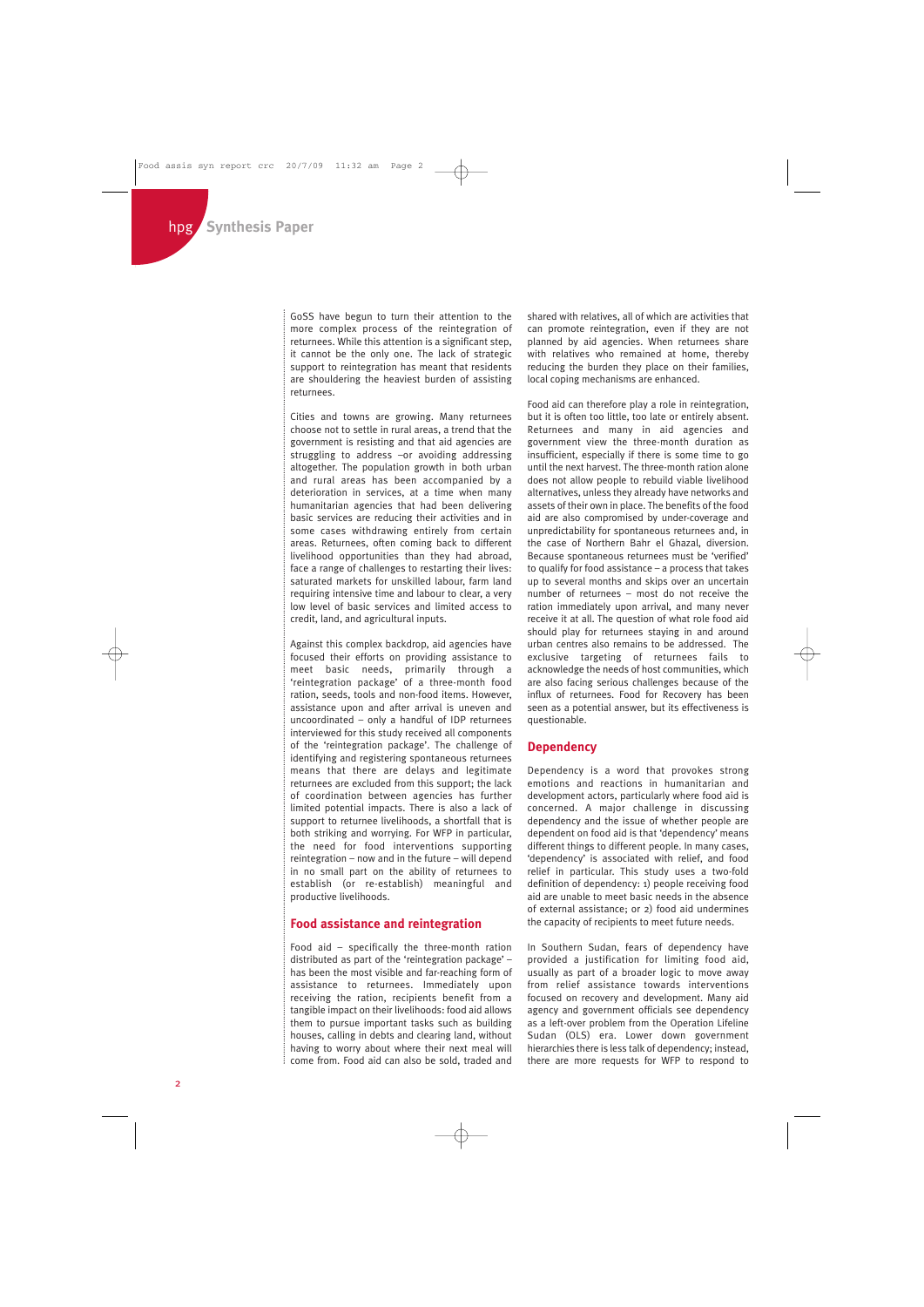GoSS have begun to turn their attention to the more complex process of the reintegration of returnees. While this attention is a significant step, it cannot be the only one. The lack of strategic support to reintegration has meant that residents are shouldering the heaviest burden of assisting returnees.

Cities and towns are growing. Many returnees choose not to settle in rural areas, a trend that the government is resisting and that aid agencies are struggling to address –or avoiding addressing altogether. The population growth in both urban and rural areas has been accompanied by a deterioration in services, at a time when many humanitarian agencies that had been delivering basic services are reducing their activities and in some cases withdrawing entirely from certain areas. Returnees, often coming back to different livelihood opportunities than they had abroad, face a range of challenges to restarting their lives: saturated markets for unskilled labour, farm land requiring intensive time and labour to clear, a very low level of basic services and limited access to credit, land, and agricultural inputs.

Against this complex backdrop, aid agencies have focused their efforts on providing assistance to meet basic needs, primarily through a 'reintegration package' of a three-month food ration, seeds, tools and non-food items. However, assistance upon and after arrival is uneven and uncoordinated – only a handful of IDP returnees interviewed for this study received all components of the 'reintegration package'. The challenge of identifying and registering spontaneous returnees means that there are delays and legitimate returnees are excluded from this support; the lack of coordination between agencies has further limited potential impacts. There is also a lack of support to returnee livelihoods, a shortfall that is both striking and worrying. For WFP in particular, the need for food interventions supporting reintegration – now and in the future – will depend in no small part on the ability of returnees to establish (or re-establish) meaningful and productive livelihoods.

## Food assistance and reintegration

Food aid – specifically the three-month ration distributed as part of the 'reintegration package' – has been the most visible and far-reaching form of assistance to returnees. Immediately upon receiving the ration, recipients benefit from a tangible impact on their livelihoods: food aid allows them to pursue important tasks such as building houses, calling in debts and clearing land, without having to worry about where their next meal will come from. Food aid can also be sold, traded and shared with relatives, all of which are activities that can promote reintegration, even if they are not planned by aid agencies. When returnees share with relatives who remained at home, thereby reducing the burden they place on their families, local coping mechanisms are enhanced.

Food aid can therefore play a role in reintegration, but it is often too little, too late or entirely absent. Returnees and many in aid agencies and government view the three-month duration as insufficient, especially if there is some time to go until the next harvest. The three-month ration alone does not allow people to rebuild viable livelihood alternatives, unless they already have networks and assets of their own in place. The benefits of the food aid are also compromised by under-coverage and unpredictability for spontaneous returnees and, in the case of Northern Bahr el Ghazal, diversion. Because spontaneous returnees must be 'verified' to qualify for food assistance – a process that takes up to several months and skips over an uncertain number of returnees – most do not receive the ration immediately upon arrival, and many never receive it at all. The question of what role food aid should play for returnees staying in and around urban centres also remains to be addressed. The exclusive targeting of returnees fails to acknowledge the needs of host communities, which are also facing serious challenges because of the influx of returnees. Food for Recovery has been seen as a potential answer, but its effectiveness is questionable.

## Dependency

Dependency is a word that provokes strong emotions and reactions in humanitarian and development actors, particularly where food aid is concerned. A major challenge in discussing dependency and the issue of whether people are dependent on food aid is that 'dependency' means different things to different people. In many cases, 'dependency' is associated with relief, and food relief in particular. This study uses a two-fold definition of dependency: 1) people receiving food aid are unable to meet basic needs in the absence of external assistance; or 2) food aid undermines the capacity of recipients to meet future needs.

In Southern Sudan, fears of dependency have provided a justification for limiting food aid, usually as part of a broader logic to move away from relief assistance towards interventions focused on recovery and development. Many aid agency and government officials see dependency as a left-over problem from the Operation Lifeline Sudan (OLS) era. Lower down government hierarchies there is less talk of dependency; instead, there are more requests for WFP to respond to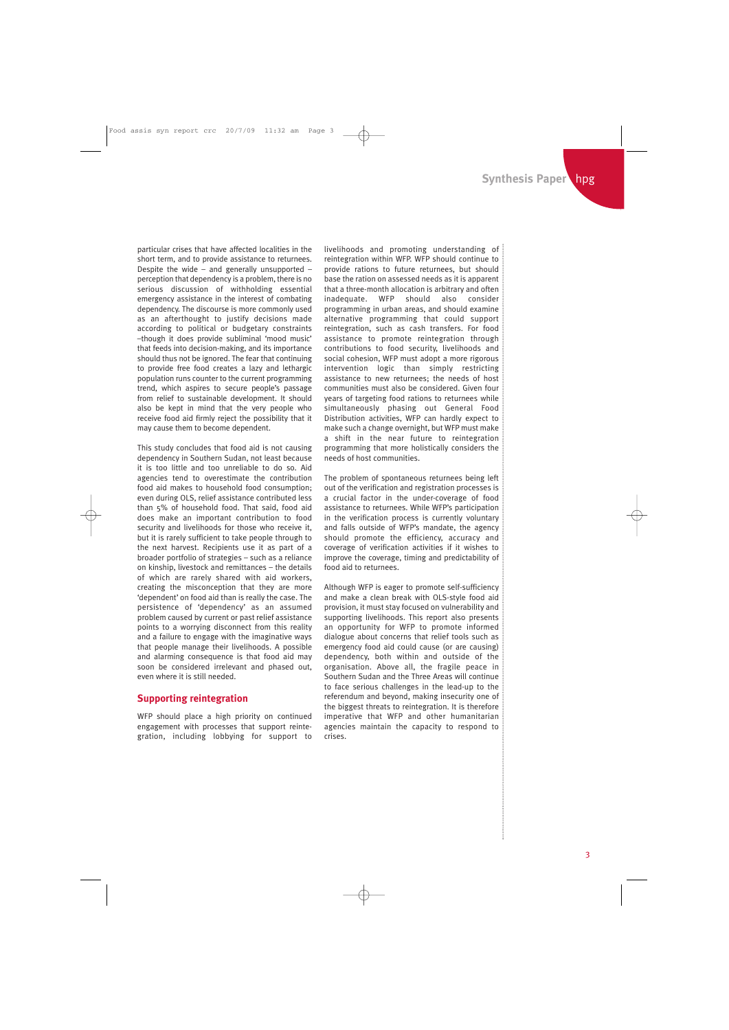particular crises that have affected localities in the short term, and to provide assistance to returnees. Despite the wide – and generally unsupported – perception that dependency is a problem, there is no serious discussion of withholding essential emergency assistance in the interest of combating dependency. The discourse is more commonly used as an afterthought to justify decisions made according to political or budgetary constraints –though it does provide subliminal 'mood music' that feeds into decision-making, and its importance should thus not be ignored. The fear that continuing to provide free food creates a lazy and lethargic population runs counter to the current programming trend, which aspires to secure people's passage from relief to sustainable development. It should also be kept in mind that the very people who receive food aid firmly reject the possibility that it may cause them to become dependent.

This study concludes that food aid is not causing dependency in Southern Sudan, not least because it is too little and too unreliable to do so. Aid agencies tend to overestimate the contribution food aid makes to household food consumption; even during OLS, relief assistance contributed less than 5% of household food. That said, food aid does make an important contribution to food security and livelihoods for those who receive it, but it is rarely sufficient to take people through to the next harvest. Recipients use it as part of a broader portfolio of strategies – such as a reliance on kinship, livestock and remittances – the details of which are rarely shared with aid workers, creating the misconception that they are more 'dependent' on food aid than is really the case. The persistence of 'dependency' as an assumed problem caused by current or past relief assistance points to a worrying disconnect from this reality and a failure to engage with the imaginative ways that people manage their livelihoods. A possible and alarming consequence is that food aid may soon be considered irrelevant and phased out, even where it is still needed.

## Supporting reintegration

WFP should place a high priority on continued engagement with processes that support reintegration, including lobbying for support to livelihoods and promoting understanding of reintegration within WFP. WFP should continue to provide rations to future returnees, but should base the ration on assessed needs as it is apparent that a three-month allocation is arbitrary and often inadequate. WFP should also consider programming in urban areas, and should examine alternative programming that could support reintegration, such as cash transfers. For food assistance to promote reintegration through contributions to food security, livelihoods and social cohesion, WFP must adopt a more rigorous intervention logic than simply restricting assistance to new returnees; the needs of host communities must also be considered. Given four years of targeting food rations to returnees while simultaneously phasing out General Food Distribution activities, WFP can hardly expect to make such a change overnight, but WFP must make a shift in the near future to reintegration programming that more holistically considers the needs of host communities.

The problem of spontaneous returnees being left out of the verification and registration processes is a crucial factor in the under-coverage of food assistance to returnees. While WFP's participation in the verification process is currently voluntary and falls outside of WFP's mandate, the agency should promote the efficiency, accuracy and coverage of verification activities if it wishes to improve the coverage, timing and predictability of food aid to returnees.

Although WFP is eager to promote self-sufficiency and make a clean break with OLS-style food aid provision, it must stay focused on vulnerability and supporting livelihoods. This report also presents an opportunity for WFP to promote informed dialogue about concerns that relief tools such as emergency food aid could cause (or are causing) dependency, both within and outside of the organisation. Above all, the fragile peace in Southern Sudan and the Three Areas will continue to face serious challenges in the lead-up to the referendum and beyond, making insecurity one of the biggest threats to reintegration. It is therefore imperative that WFP and other humanitarian agencies maintain the capacity to respond to crises.